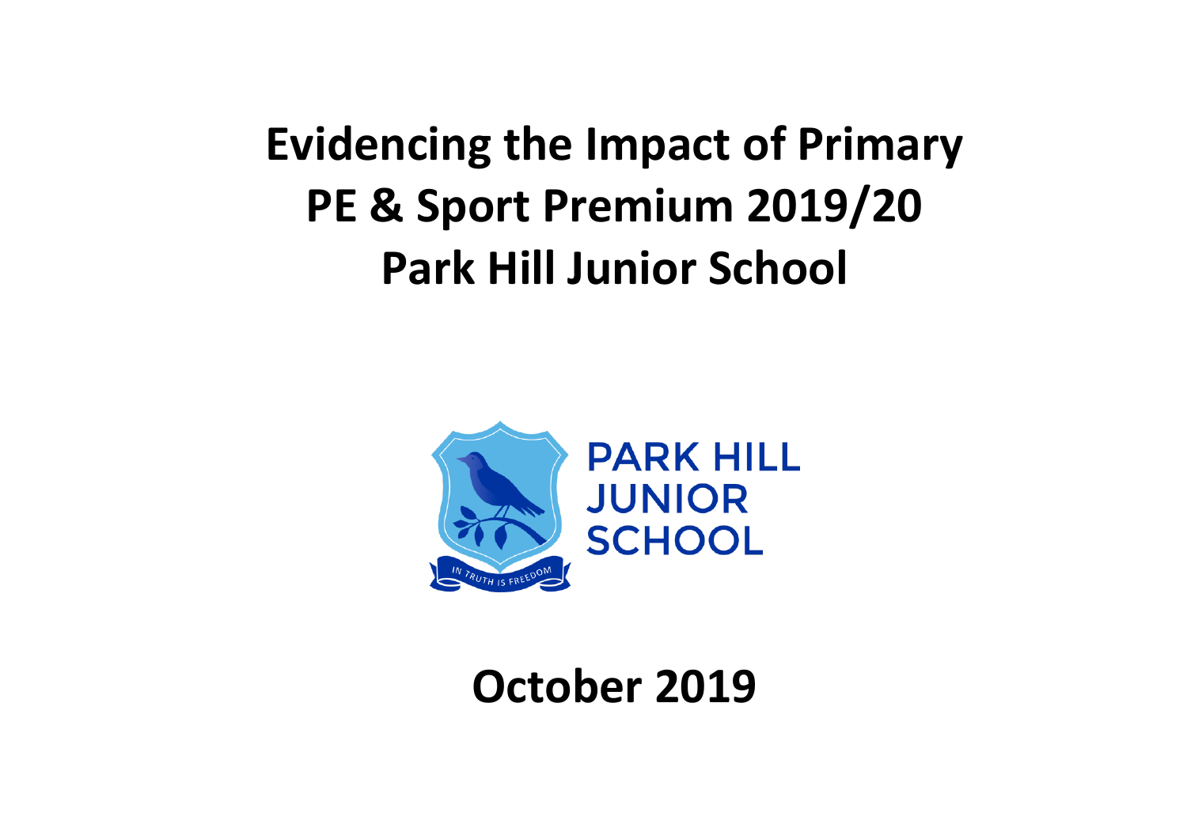# Evidencing the Impact of Primary PE & Sport Premium 2019/20 Park Hill Junior School

PARK HILL JUNIOR SCHOOL

IN TRUTH IS FREEDOM

## October 2019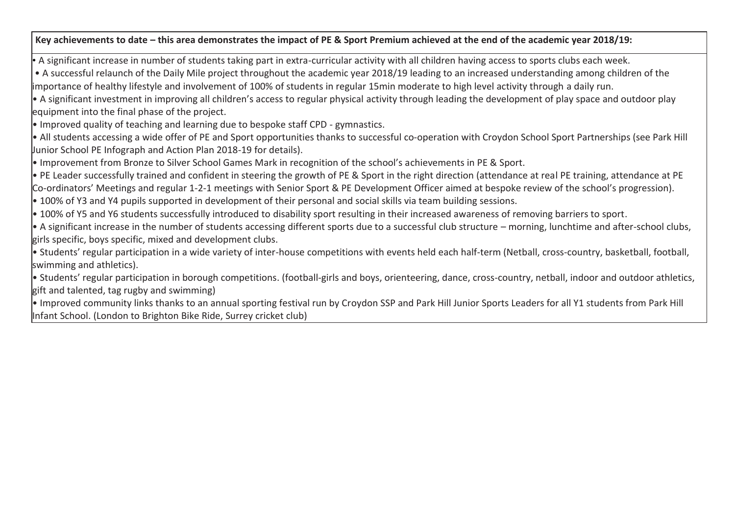**Key achievements to date – this area demonstrates the impact of PE & Sport Premium achieved at the end of the academic year 2018/19:**

- A significant increase in number of students taking part in extra-curricular activity with all children having access to sports clubs each week.
- A successful relaunch of the Daily Mile project throughout the academic year 2018/19 leading to an increased understanding among children of the importance of healthy lifestyle and involvement of 100% of students in regular 15min moderate to high level activity through a daily run.
- A significant investment in improving all children's access to regular physical activity through leading the development of play space and outdoor play equipment into the final phase of the project.
- Improved quality of teaching and learning due to bespoke staff CPD - gymnastics.
- All students accessing a wide offer of PE and Sport opportunities thanks to successful co-operation with Croydon School Sport Partnerships (see Park Hill Junior School PE Infograph and Action Plan 2018-19 for details).
- Improvement from Bronze to Silver School Games Mark in recognition of the school's achievements in PE & Sport.
- PE Leader successfully trained and confident in steering the growth of PE & Sport in the right direction (attendance at real PE training, attendance at PE Co-ordinators' Meetings and regular 1-2-1 meetings with Senior Sport & PE Development Officer aimed at bespoke review of the school's progression).
- 100% of Y3 and Y4 pupils supported in development of their personal and social skills via team building sessions.
- 100% of Y5 and Y6 students successfully introduced to disability sport resulting in their increased awareness of removing barriers to sport.
- A significant increase in the number of students accessing different sports due to a successful club structure – morning, lunchtime and after-school clubs, girls specific, boys specific, mixed and development clubs.
- Students' regular participation in a wide variety of inter-house competitions with events held each half-term (Netball, cross-country, basketball, football, swimming and athletics).
- Students' regular participation in borough competitions. (football-girls and boys, orienteering, dance, cross-country, netball, indoor and outdoor athletics, gift and talented, tag rugby and swimming)
- Improved community links thanks to an annual sporting festival run by Croydon SSP and Park Hill Junior Sports Leaders for all Y1 students from Park Hill Infant School. (London to Brighton Bike Ride, Surrey cricket club)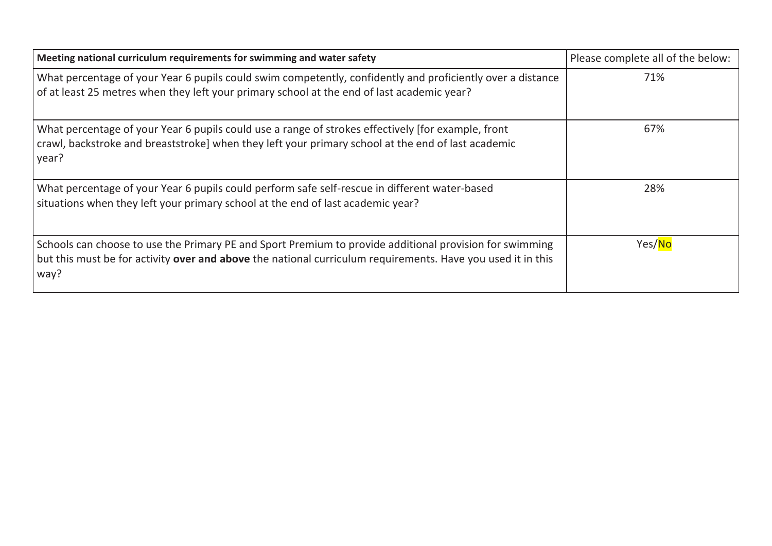| **Meeting national curriculum requirements for swimming and water safety** | Please complete all of the below: |
| --- | --- |
| What percentage of your Year 6 pupils could swim competently, confidently and proficiently over a distance of at least 25 metres when they left your primary school at the end of last academic year? | 71% |
| What percentage of your Year 6 pupils could use a range of strokes effectively [for example, front crawl, backstroke and breaststroke] when they left your primary school at the end of last academic year? | 67% |
| What percentage of your Year 6 pupils could perform safe self-rescue in different water-based situations when they left your primary school at the end of last academic year? | 28% |
| Schools can choose to use the Primary PE and Sport Premium to provide additional provision for swimming but this must be for activity **over and above** the national curriculum requirements. Have you used it in this way? | Yes/No |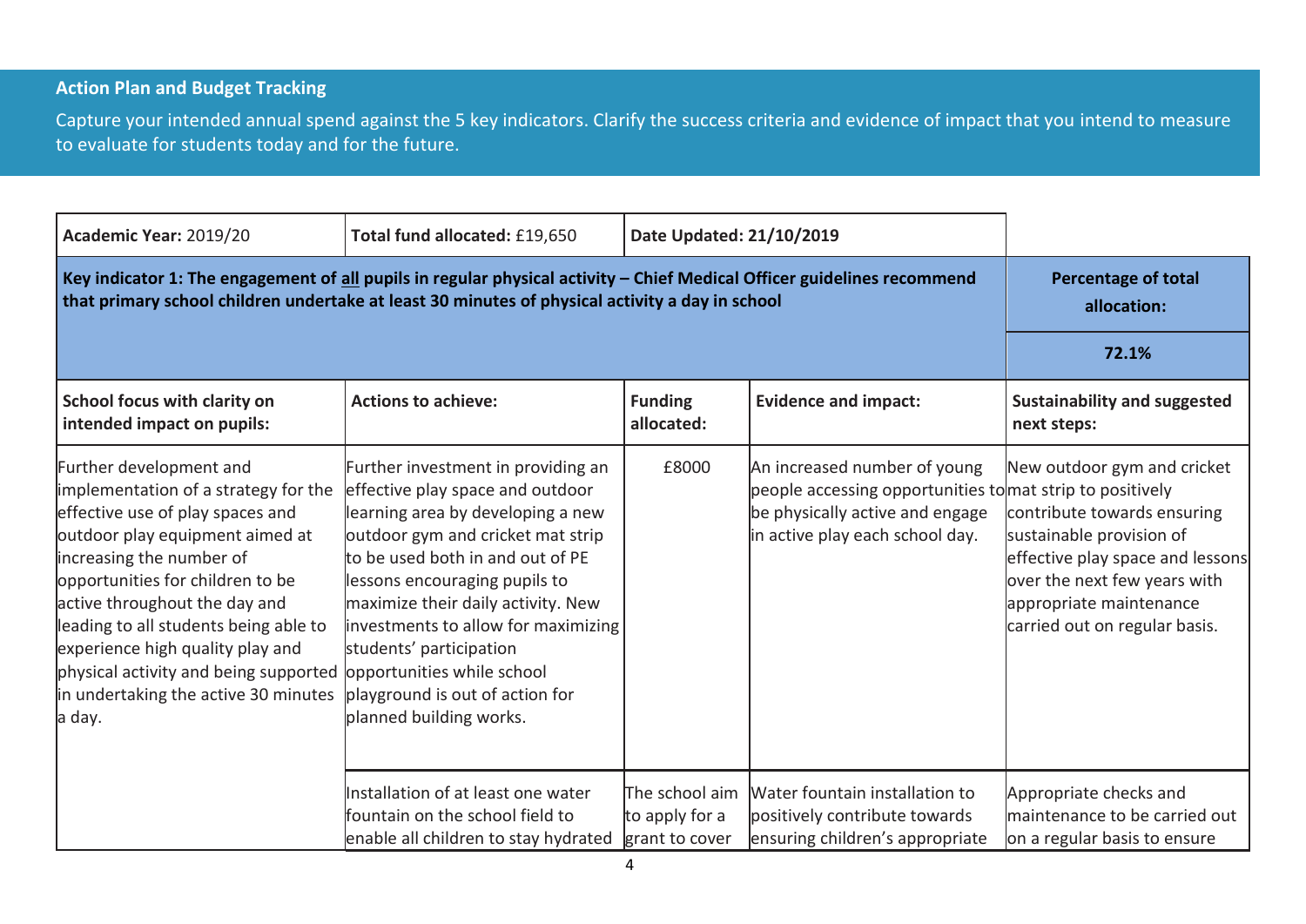**Action Plan and Budget Tracking**

Capture your intended annual spend against the 5 key indicators. Clarify the success criteria and evidence of impact that you intend to measure to evaluate for students today and for the future.

| **Academic Year:** 2019/20 | **Total fund allocated:** £19,650 | **Date Updated: 21/10/2019** | | |
|---|---|---|---|---|
| **Key indicator 1: The engagement of all pupils in regular physical activity – Chief Medical Officer guidelines recommend that primary school children undertake at least 30 minutes of physical activity a day in school** | | | | **Percentage of total allocation:** **72.1%** |
| **School focus with clarity on intended impact on pupils:** | **Actions to achieve:** | **Funding allocated:** | **Evidence and impact:** | **Sustainability and suggested next steps:** |
| Further development and implementation of a strategy for the effective use of play spaces and outdoor play equipment aimed at increasing the number of opportunities for children to be active throughout the day and leading to all students being able to experience high quality play and physical activity and being supported in undertaking the active 30 minutes a day. | Further investment in providing an effective play space and outdoor learning area by developing a new outdoor gym and cricket mat strip to be used both in and out of PE lessons encouraging pupils to maximize their daily activity. New investments to allow for maximizing students' participation opportunities while school playground is out of action for planned building works. | £8000 | An increased number of young people accessing opportunities to be physically active and engage in active play each school day. | New outdoor gym and cricket mat strip to positively contribute towards ensuring sustainable provision of effective play space and lessons over the next few years with appropriate maintenance carried out on regular basis. |
| | Installation of at least one water fountain on the school field to enable all children to stay hydrated | The school aim to apply for a grant to cover | Water fountain installation to positively contribute towards ensuring children's appropriate | Appropriate checks and maintenance to be carried out on a regular basis to ensure |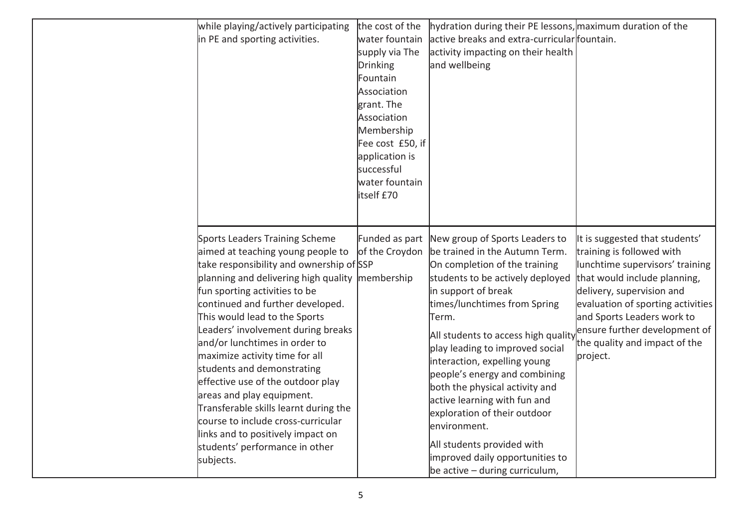| | | | | |
|---|---|---|---|---|
| | while playing/actively participating in PE and sporting activities. | the cost of the water fountain supply via The Drinking Fountain Association grant. The Association Membership Fee cost £50, if application is successful water fountain itself £70 | hydration during their PE lessons, active breaks and extra-curricular activity impacting on their health and wellbeing | maximum duration of the fountain. |
| | Sports Leaders Training Scheme aimed at teaching young people to take responsibility and ownership of planning and delivering high quality fun sporting activities to be continued and further developed. This would lead to the Sports Leaders' involvement during breaks and/or lunchtimes in order to maximize activity time for all students and demonstrating effective use of the outdoor play areas and play equipment. Transferable skills learnt during the course to include cross-curricular links and to positively impact on students' performance in other subjects. | Funded as part of the Croydon SSP membership | New group of Sports Leaders to be trained in the Autumn Term. On completion of the training students to be actively deployed in support of break times/lunchtimes from Spring Term.<br><br>All students to access high quality play leading to improved social interaction, expelling young people's energy and combining both the physical activity and active learning with fun and exploration of their outdoor environment.<br><br>All students provided with improved daily opportunities to be active – during curriculum, | It is suggested that students' training is followed with lunchtime supervisors' training that would include planning, delivery, supervision and evaluation of sporting activities and Sports Leaders work to ensure further development of the quality and impact of the project. |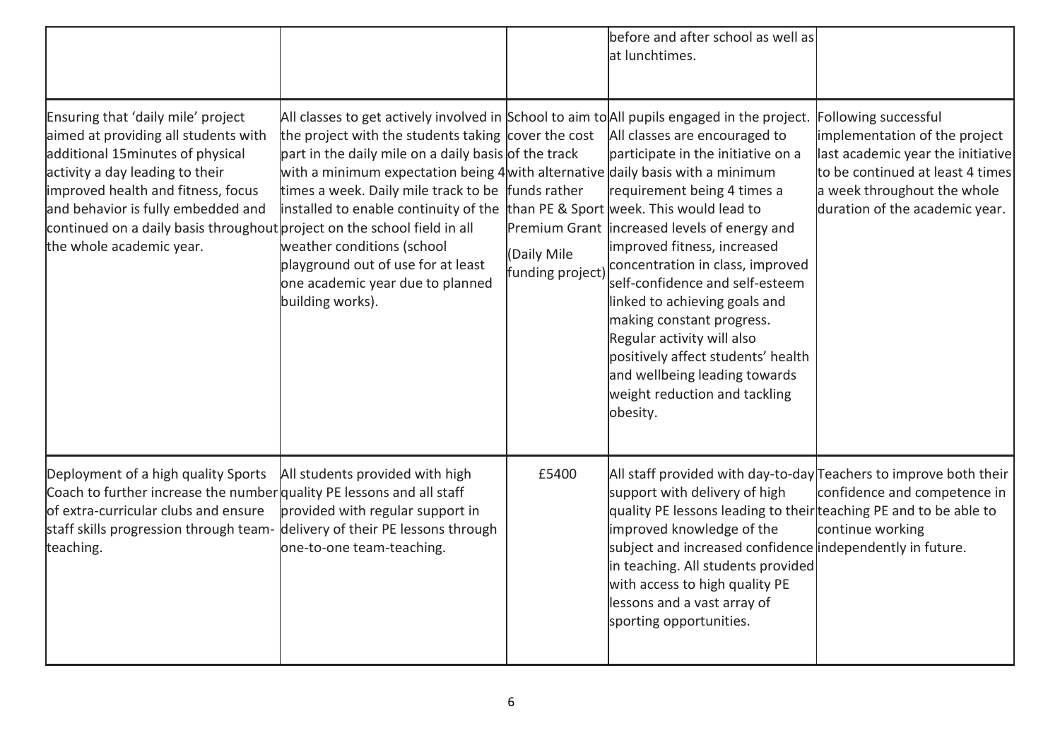| | | | | |
|---|---|---|---|---|
| | | | before and after school as well as at lunchtimes. | |
| Ensuring that 'daily mile' project aimed at providing all students with additional 15minutes of physical activity a day leading to their improved health and fitness, focus and behavior is fully embedded and continued on a daily basis throughout the whole academic year. | All classes to get actively involved in the project with the students taking part in the daily mile on a daily basis with a minimum expectation being 4 times a week. Daily mile track to be installed to enable continuity of the project on the school field in all weather conditions (school playground out of use for at least one academic year due to planned building works). | School to aim to cover the cost of the track with alternative funds rather than PE & Sport Premium Grant (Daily Mile funding project) | All pupils engaged in the project. All classes are encouraged to participate in the initiative on a daily basis with a minimum requirement being 4 times a week. This would lead to increased levels of energy and improved fitness, increased concentration in class, improved self-confidence and self-esteem linked to achieving goals and making constant progress. Regular activity will also positively affect students' health and wellbeing leading towards weight reduction and tackling obesity. | Following successful implementation of the project last academic year the initiative to be continued at least 4 times a week throughout the whole duration of the academic year. |
| Deployment of a high quality Sports Coach to further increase the number of extra-curricular clubs and ensure staff skills progression through team-teaching. | All students provided with high quality PE lessons and all staff provided with regular support in delivery of their PE lessons through one-to-one team-teaching. | £5400 | All staff provided with day-to-day support with delivery of high quality PE lessons leading to their improved knowledge of the subject and increased confidence in teaching. All students provided with access to high quality PE lessons and a vast array of sporting opportunities. | Teachers to improve both their confidence and competence in teaching PE and to be able to continue working independently in future. |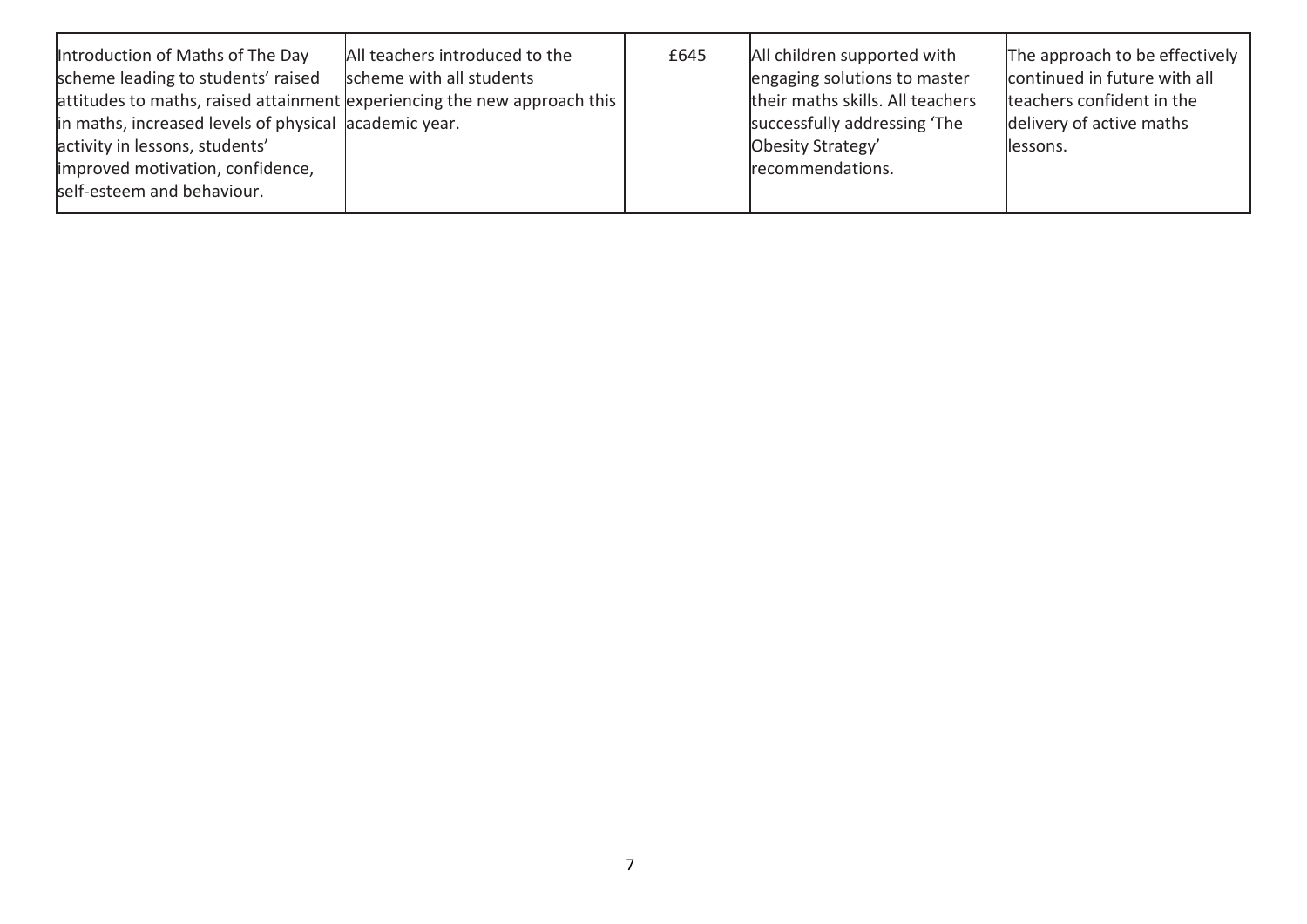| | | | | |
|---|---|---|---|---|
| Introduction of Maths of The Day scheme leading to students' raised attitudes to maths, raised attainment in maths, increased levels of physical activity in lessons, students' improved motivation, confidence, self-esteem and behaviour. | All teachers introduced to the scheme with all students experiencing the new approach this academic year. | £645 | All children supported with engaging solutions to master their maths skills. All teachers successfully addressing 'The Obesity Strategy' recommendations. | The approach to be effectively continued in future with all teachers confident in the delivery of active maths lessons. |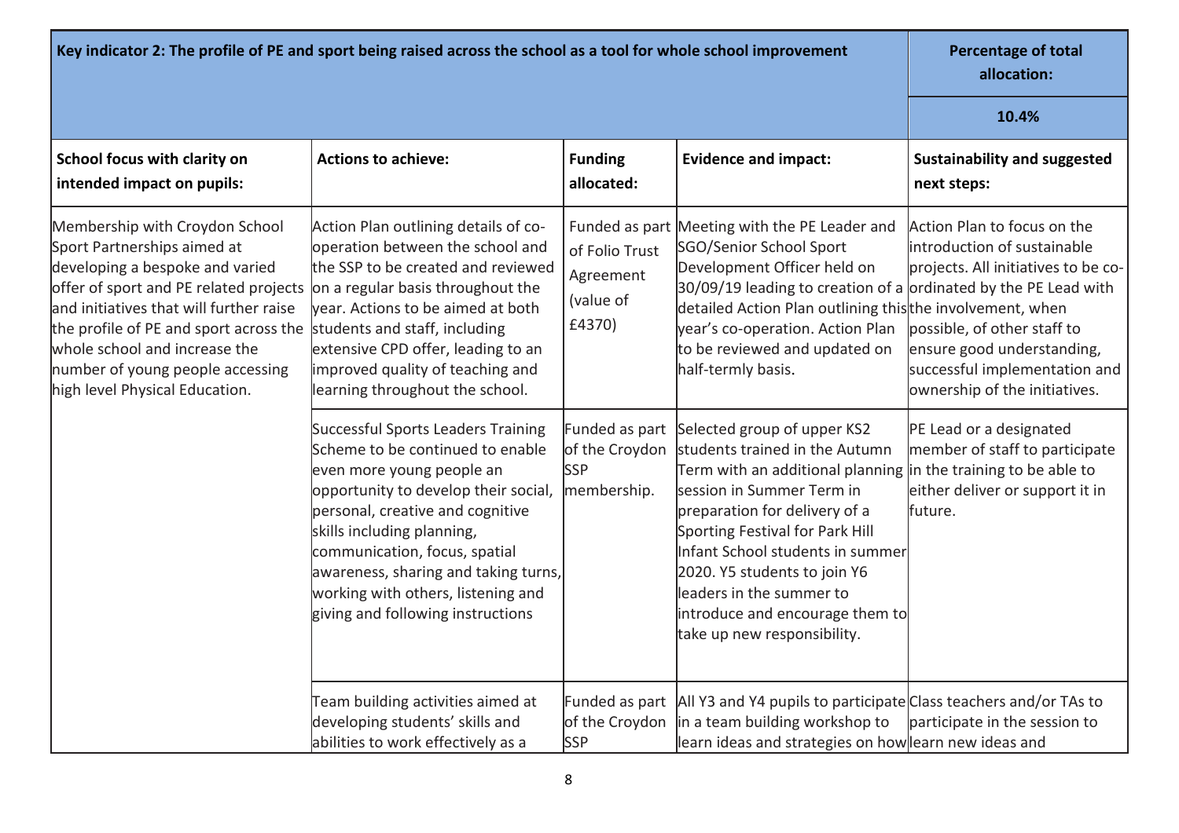| Key indicator 2: The profile of PE and sport being raised across the school as a tool for whole school improvement | | | | Percentage of total allocation: |
|---|---|---|---|---|
| | | | | **10.4%** |
| **School focus with clarity on intended impact on pupils:** | **Actions to achieve:** | **Funding allocated:** | **Evidence and impact:** | **Sustainability and suggested next steps:** |
| Membership with Croydon School Sport Partnerships aimed at developing a bespoke and varied offer of sport and PE related projects and initiatives that will further raise the profile of PE and sport across the whole school and increase the number of young people accessing high level Physical Education. | Action Plan outlining details of co-operation between the school and the SSP to be created and reviewed on a regular basis throughout the year. Actions to be aimed at both students and staff, including extensive CPD offer, leading to an improved quality of teaching and learning throughout the school. | Funded as part of Folio Trust Agreement (value of £4370) | Meeting with the PE Leader and SGO/Senior School Sport Development Officer held on 30/09/19 leading to creation of a detailed Action Plan outlining this year's co-operation. Action Plan to be reviewed and updated on half-termly basis. | Action Plan to focus on the introduction of sustainable projects. All initiatives to be co-ordinated by the PE Lead with the involvement, when possible, of other staff to ensure good understanding, successful implementation and ownership of the initiatives. |
| | Successful Sports Leaders Training Scheme to be continued to enable even more young people an opportunity to develop their social, personal, creative and cognitive skills including planning, communication, focus, spatial awareness, sharing and taking turns, working with others, listening and giving and following instructions | Funded as part of the Croydon SSP membership. | Selected group of upper KS2 students trained in the Autumn Term with an additional planning session in Summer Term in preparation for delivery of a Sporting Festival for Park Hill Infant School students in summer 2020. Y5 students to join Y6 leaders in the summer to introduce and encourage them to take up new responsibility. | PE Lead or a designated member of staff to participate in the training to be able to either deliver or support it in future. |
| | Team building activities aimed at developing students' skills and abilities to work effectively as a | Funded as part of the Croydon SSP | All Y3 and Y4 pupils to participate in a team building workshop to learn ideas and strategies on how | Class teachers and/or TAs to participate in the session to learn new ideas and |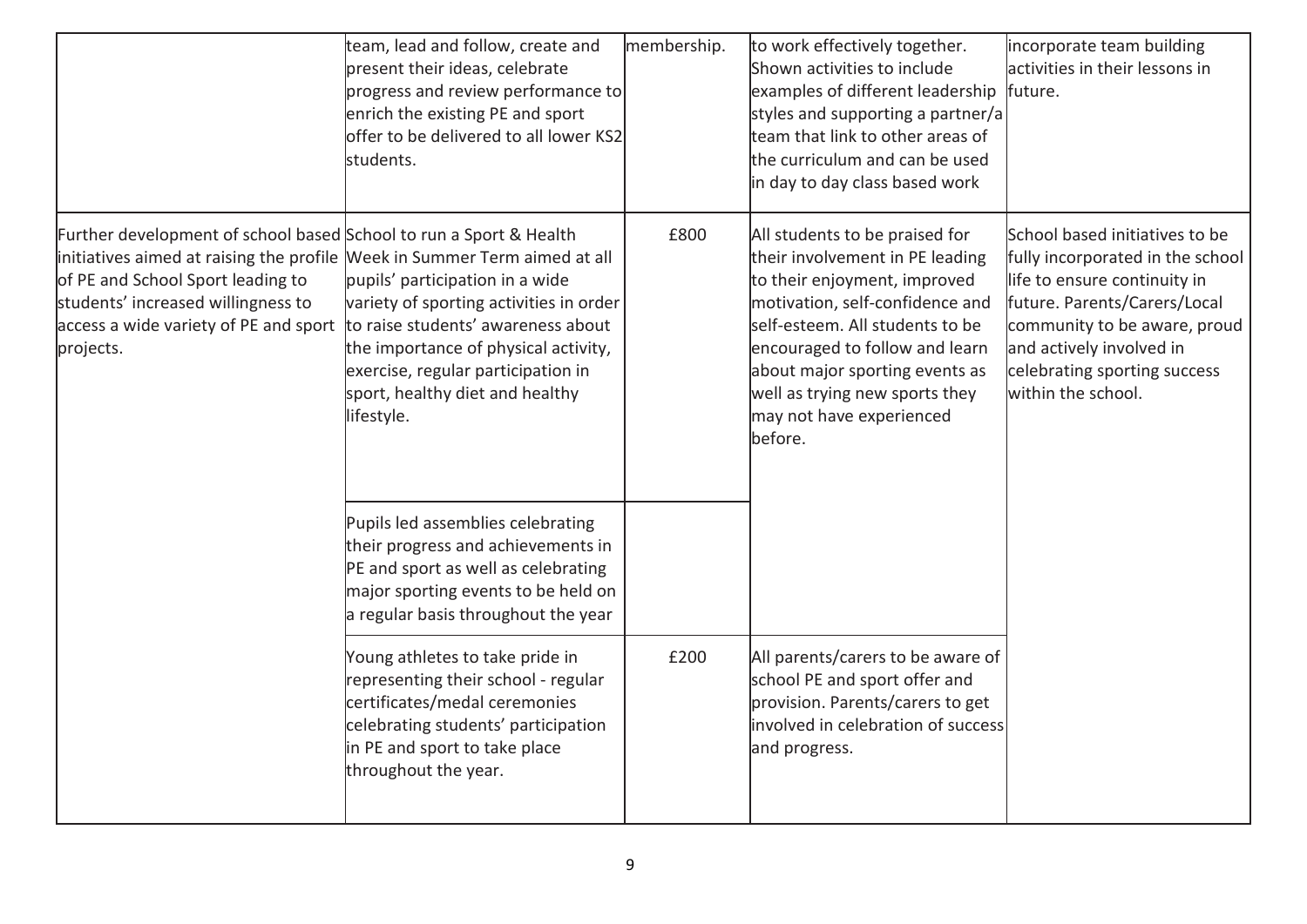| | | | | |
|---|---|---|---|---|
| | team, lead and follow, create and present their ideas, celebrate progress and review performance to enrich the existing PE and sport offer to be delivered to all lower KS2 students. | membership. | to work effectively together. Shown activities to include examples of different leadership styles and supporting a partner/a team that link to other areas of the curriculum and can be used in day to day class based work | incorporate team building activities in their lessons in future. |
| Further development of school based initiatives aimed at raising the profile of PE and School Sport leading to students' increased willingness to access a wide variety of PE and sport projects. | School to run a Sport & Health Week in Summer Term aimed at all pupils' participation in a wide variety of sporting activities in order to raise students' awareness about the importance of physical activity, exercise, regular participation in sport, healthy diet and healthy lifestyle. | £800 | All students to be praised for their involvement in PE leading to their enjoyment, improved motivation, self-confidence and self-esteem. All students to be encouraged to follow and learn about major sporting events as well as trying new sports they may not have experienced before. | School based initiatives to be fully incorporated in the school life to ensure continuity in future. Parents/Carers/Local community to be aware, proud and actively involved in celebrating sporting success within the school. |
| | Pupils led assemblies celebrating their progress and achievements in PE and sport as well as celebrating major sporting events to be held on a regular basis throughout the year | | | |
| | Young athletes to take pride in representing their school - regular certificates/medal ceremonies celebrating students' participation in PE and sport to take place throughout the year. | £200 | All parents/carers to be aware of school PE and sport offer and provision. Parents/carers to get involved in celebration of success and progress. | |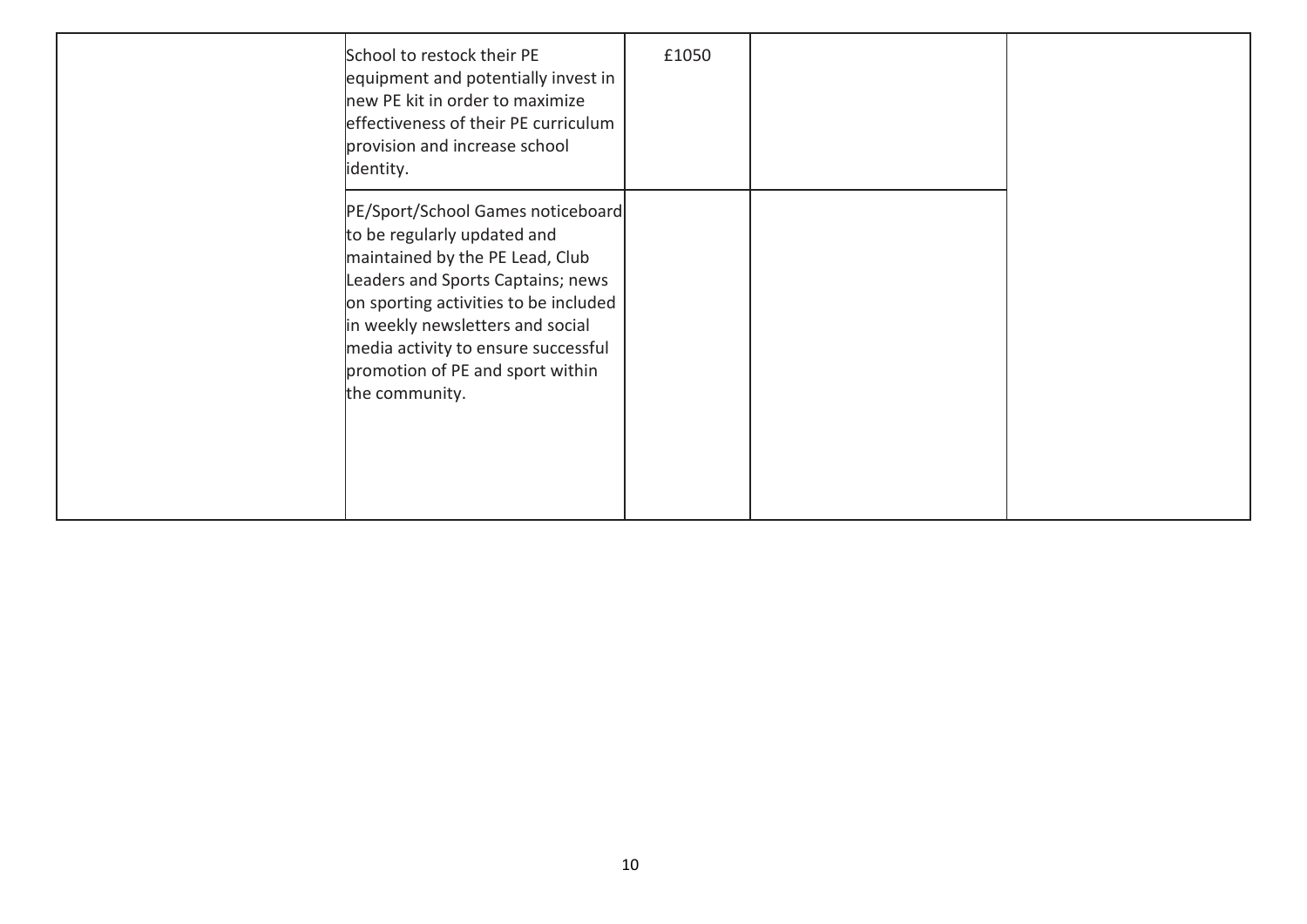| | | | | |
|---|---|---|---|---|
| | School to restock their PE equipment and potentially invest in new PE kit in order to maximize effectiveness of their PE curriculum provision and increase school identity. | £1050 | | |
| | PE/Sport/School Games noticeboard to be regularly updated and maintained by the PE Lead, Club Leaders and Sports Captains; news on sporting activities to be included in weekly newsletters and social media activity to ensure successful promotion of PE and sport within the community. | | | |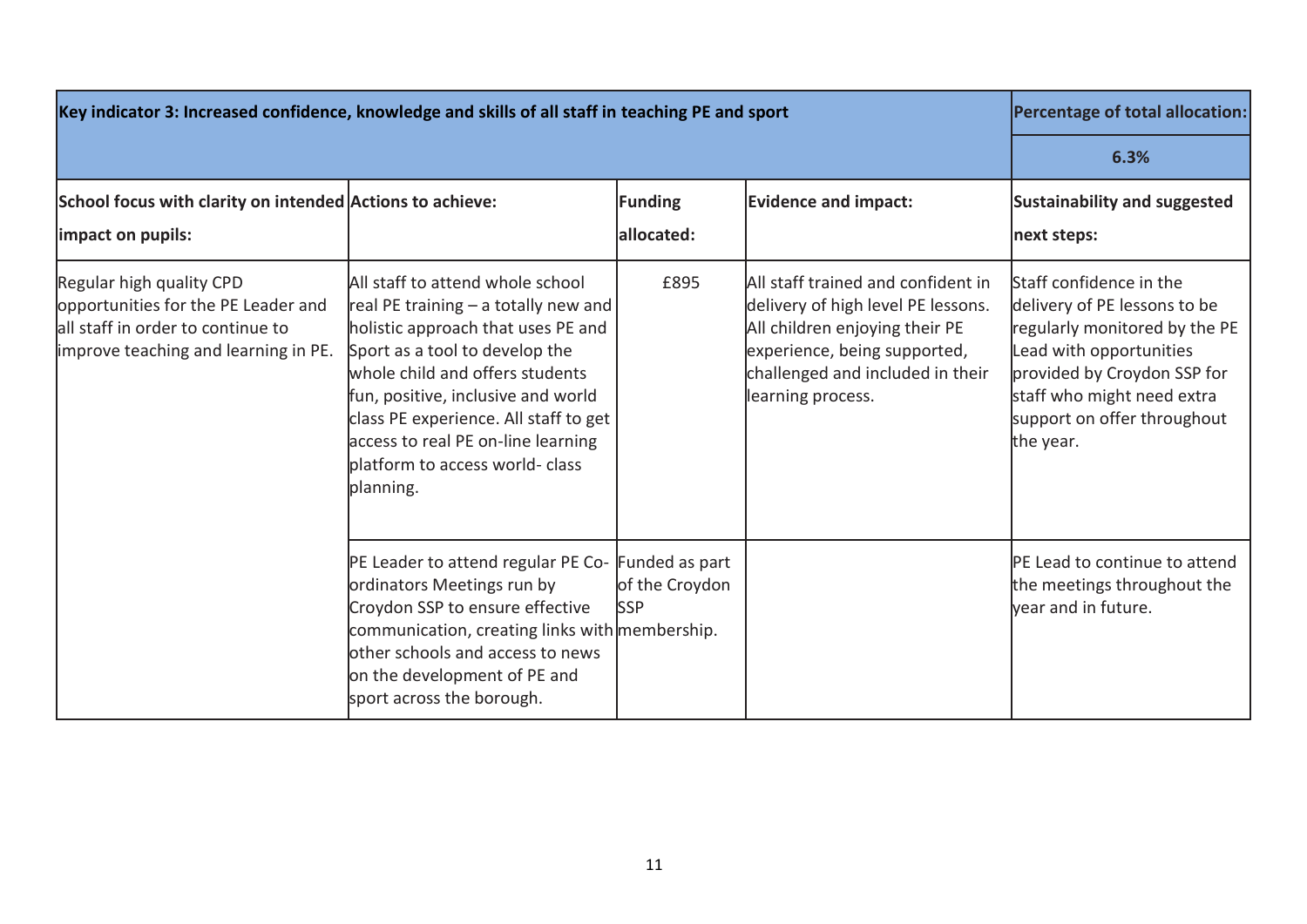| Key indicator 3: Increased confidence, knowledge and skills of all staff in teaching PE and sport | | | | Percentage of total allocation: |
|---|---|---|---|---|
| | | | | 6.3% |
| **School focus with clarity on intended impact on pupils:** | **Actions to achieve:** | **Funding allocated:** | **Evidence and impact:** | **Sustainability and suggested next steps:** |
| Regular high quality CPD opportunities for the PE Leader and all staff in order to continue to improve teaching and learning in PE. | All staff to attend whole school real PE training – a totally new and holistic approach that uses PE and Sport as a tool to develop the whole child and offers students fun, positive, inclusive and world class PE experience. All staff to get access to real PE on-line learning platform to access world- class planning. | £895 | All staff trained and confident in delivery of high level PE lessons. All children enjoying their PE experience, being supported, challenged and included in their learning process. | Staff confidence in the delivery of PE lessons to be regularly monitored by the PE Lead with opportunities provided by Croydon SSP for staff who might need extra support on offer throughout the year. |
| | PE Leader to attend regular PE Co-ordinators Meetings run by Croydon SSP to ensure effective communication, creating links with other schools and access to news on the development of PE and sport across the borough. | Funded as part of the Croydon SSP membership. | | PE Lead to continue to attend the meetings throughout the year and in future. |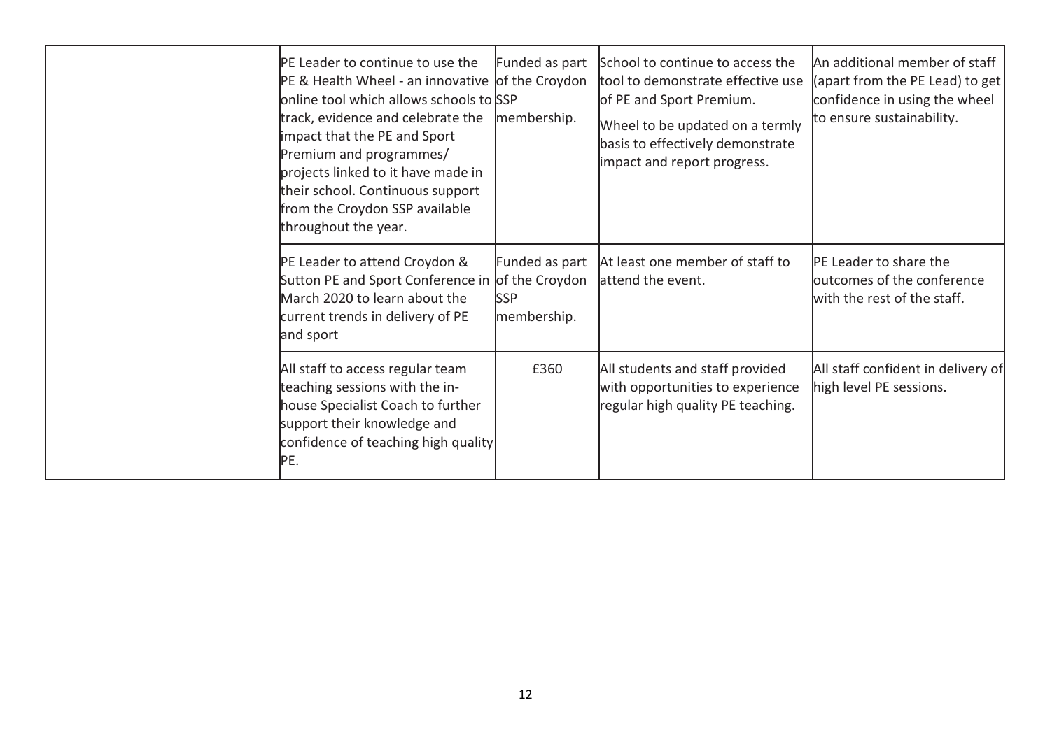| | | | | |
|---|---|---|---|---|
| | PE Leader to continue to use the PE & Health Wheel - an innovative online tool which allows schools to track, evidence and celebrate the impact that the PE and Sport Premium and programmes/ projects linked to it have made in their school. Continuous support from the Croydon SSP available throughout the year. | Funded as part of the Croydon SSP membership. | School to continue to access the tool to demonstrate effective use of PE and Sport Premium.<br>Wheel to be updated on a termly basis to effectively demonstrate impact and report progress. | An additional member of staff (apart from the PE Lead) to get confidence in using the wheel to ensure sustainability. |
| | PE Leader to attend Croydon & Sutton PE and Sport Conference in March 2020 to learn about the current trends in delivery of PE and sport | Funded as part of the Croydon SSP membership. | At least one member of staff to attend the event. | PE Leader to share the outcomes of the conference with the rest of the staff. |
| | All staff to access regular team teaching sessions with the in-house Specialist Coach to further support their knowledge and confidence of teaching high quality PE. | £360 | All students and staff provided with opportunities to experience regular high quality PE teaching. | All staff confident in delivery of high level PE sessions. |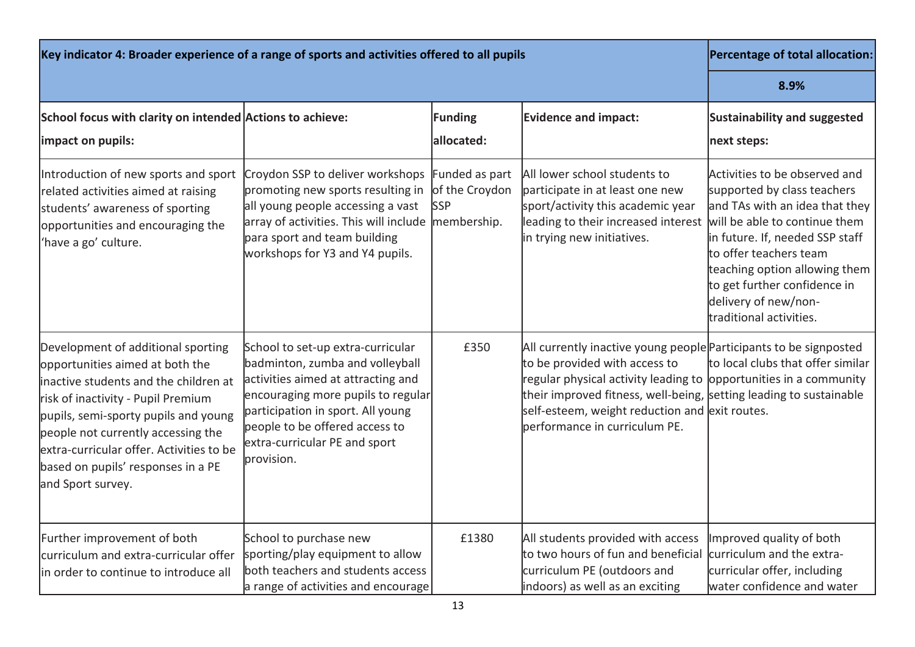| Key indicator 4: Broader experience of a range of sports and activities offered to all pupils | | | | Percentage of total allocation: |
|---|---|---|---|---|
| | | | | **8.9%** |
| **School focus with clarity on intended impact on pupils:** | **Actions to achieve:** | **Funding allocated:** | **Evidence and impact:** | **Sustainability and suggested next steps:** |
| Introduction of new sports and sport related activities aimed at raising students' awareness of sporting opportunities and encouraging the 'have a go' culture. | Croydon SSP to deliver workshops promoting new sports resulting in all young people accessing a vast array of activities. This will include para sport and team building workshops for Y3 and Y4 pupils. | Funded as part of the Croydon SSP membership. | All lower school students to participate in at least one new sport/activity this academic year leading to their increased interest in trying new initiatives. | Activities to be observed and supported by class teachers and TAs with an idea that they will be able to continue them in future. If, needed SSP staff to offer teachers team teaching option allowing them to get further confidence in delivery of new/non-traditional activities. |
| Development of additional sporting opportunities aimed at both the inactive students and the children at risk of inactivity - Pupil Premium pupils, semi-sporty pupils and young people not currently accessing the extra-curricular offer. Activities to be based on pupils' responses in a PE and Sport survey. | School to set-up extra-curricular badminton, zumba and volleyball activities aimed at attracting and encouraging more pupils to regular participation in sport. All young people to be offered access to extra-curricular PE and sport provision. | £350 | All currently inactive young people to be provided with access to regular physical activity leading to their improved fitness, well-being, self-esteem, weight reduction and performance in curriculum PE. | Participants to be signposted to local clubs that offer similar opportunities in a community setting leading to sustainable exit routes. |
| Further improvement of both curriculum and extra-curricular offer in order to continue to introduce all | School to purchase new sporting/play equipment to allow both teachers and students access a range of activities and encourage | £1380 | All students provided with access to two hours of fun and beneficial curriculum PE (outdoors and indoors) as well as an exciting | Improved quality of both curriculum and the extra-curricular offer, including water confidence and water |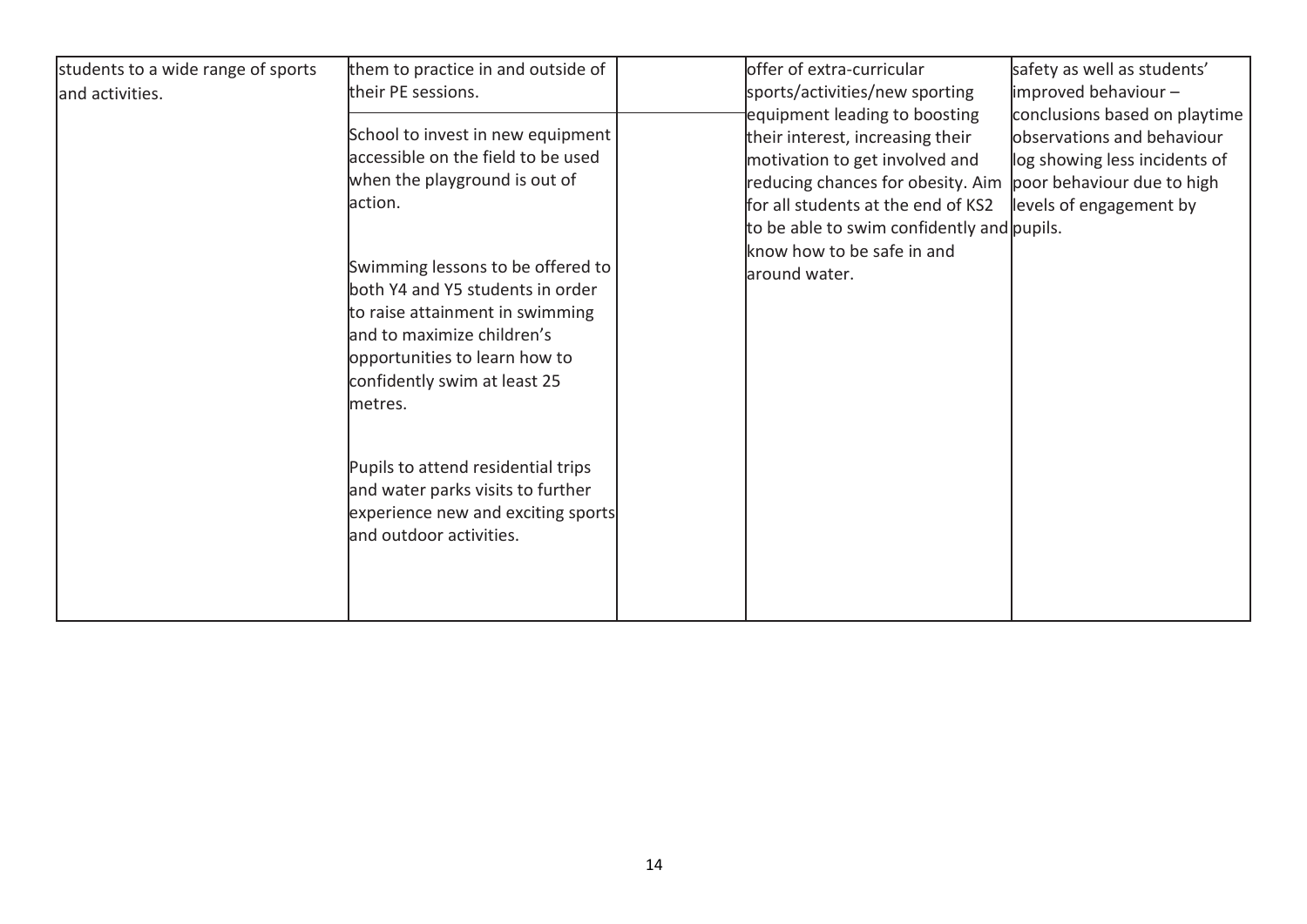| | | | | |
|---|---|---|---|---|
| students to a wide range of sports and activities. | them to practice in and outside of their PE sessions.<br><br>School to invest in new equipment accessible on the field to be used when the playground is out of action.<br><br>Swimming lessons to be offered to both Y4 and Y5 students in order to raise attainment in swimming and to maximize children's opportunities to learn how to confidently swim at least 25 metres.<br><br>Pupils to attend residential trips and water parks visits to further experience new and exciting sports and outdoor activities. | | offer of extra-curricular sports/activities/new sporting equipment leading to boosting their interest, increasing their motivation to get involved and reducing chances for obesity. Aim for all students at the end of KS2 to be able to swim confidently and know how to be safe in and around water. | safety as well as students' improved behaviour – conclusions based on playtime observations and behaviour log showing less incidents of poor behaviour due to high levels of engagement by pupils. |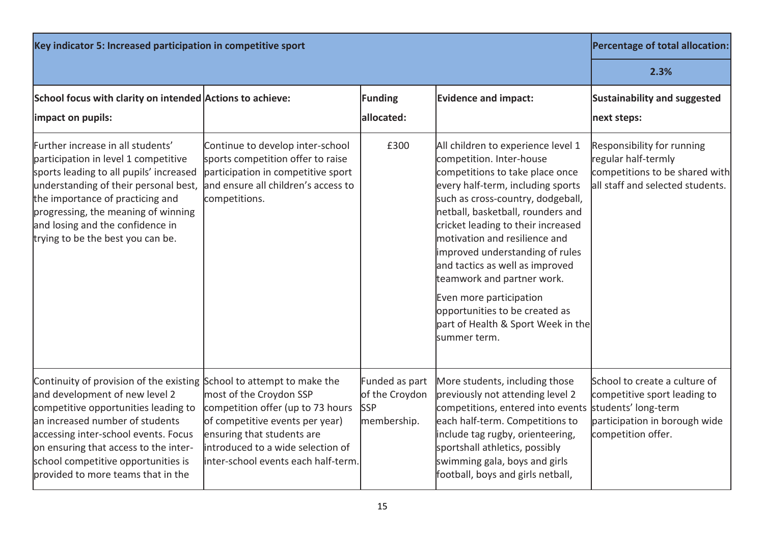| Key indicator 5: Increased participation in competitive sport | | | | Percentage of total allocation: |
|---|---|---|---|---|
| | | | | 2.3% |
| **School focus with clarity on intended impact on pupils:** | **Actions to achieve:** | **Funding allocated:** | **Evidence and impact:** | **Sustainability and suggested next steps:** |
| Further increase in all students' participation in level 1 competitive sports leading to all pupils' increased understanding of their personal best, the importance of practicing and progressing, the meaning of winning and losing and the confidence in trying to be the best you can be. | Continue to develop inter-school sports competition offer to raise participation in competitive sport and ensure all children's access to competitions. | £300 | All children to experience level 1 competition. Inter-house competitions to take place once every half-term, including sports such as cross-country, dodgeball, netball, basketball, rounders and cricket leading to their increased motivation and resilience and improved understanding of rules and tactics as well as improved teamwork and partner work. <br><br> Even more participation opportunities to be created as part of Health & Sport Week in the summer term. | Responsibility for running regular half-termly competitions to be shared with all staff and selected students. |
| Continuity of provision of the existing and development of new level 2 competitive opportunities leading to an increased number of students accessing inter-school events. Focus on ensuring that access to the inter-school competitive opportunities is provided to more teams that in the | School to attempt to make the most of the Croydon SSP competition offer (up to 73 hours of competitive events per year) ensuring that students are introduced to a wide selection of inter-school events each half-term. | Funded as part of the Croydon SSP membership. | More students, including those previously not attending level 2 competitions, entered into events each half-term. Competitions to include tag rugby, orienteering, sportshall athletics, possibly swimming gala, boys and girls football, boys and girls netball, | School to create a culture of competitive sport leading to students' long-term participation in borough wide competition offer. |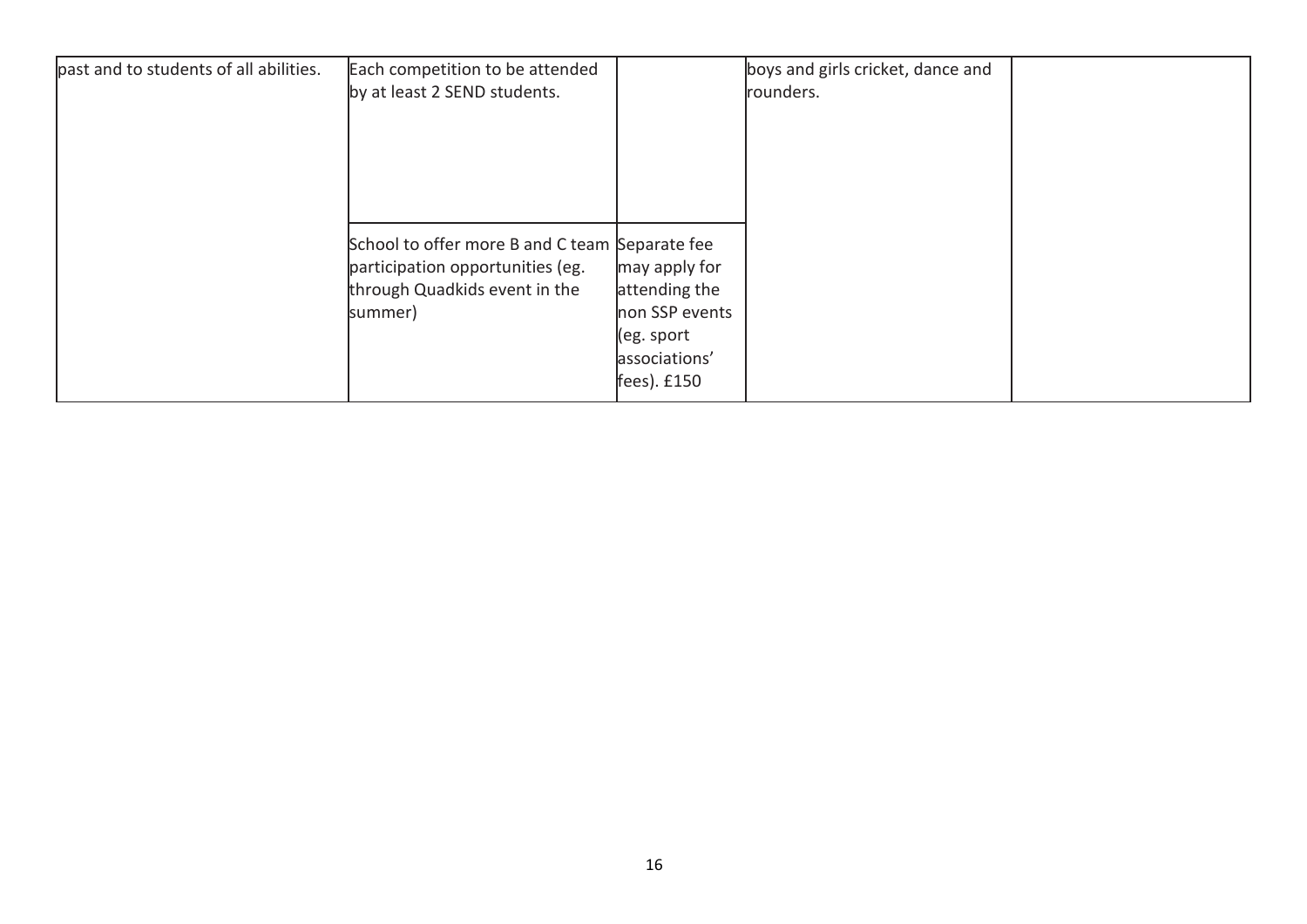| | | | | |
|---|---|---|---|---|
| past and to students of all abilities. | Each competition to be attended by at least 2 SEND students. | | boys and girls cricket, dance and rounders. | |
| | School to offer more B and C team participation opportunities (eg. through Quadkids event in the summer) | Separate fee may apply for attending the non SSP events (eg. sport associations' fees). £150 | | |